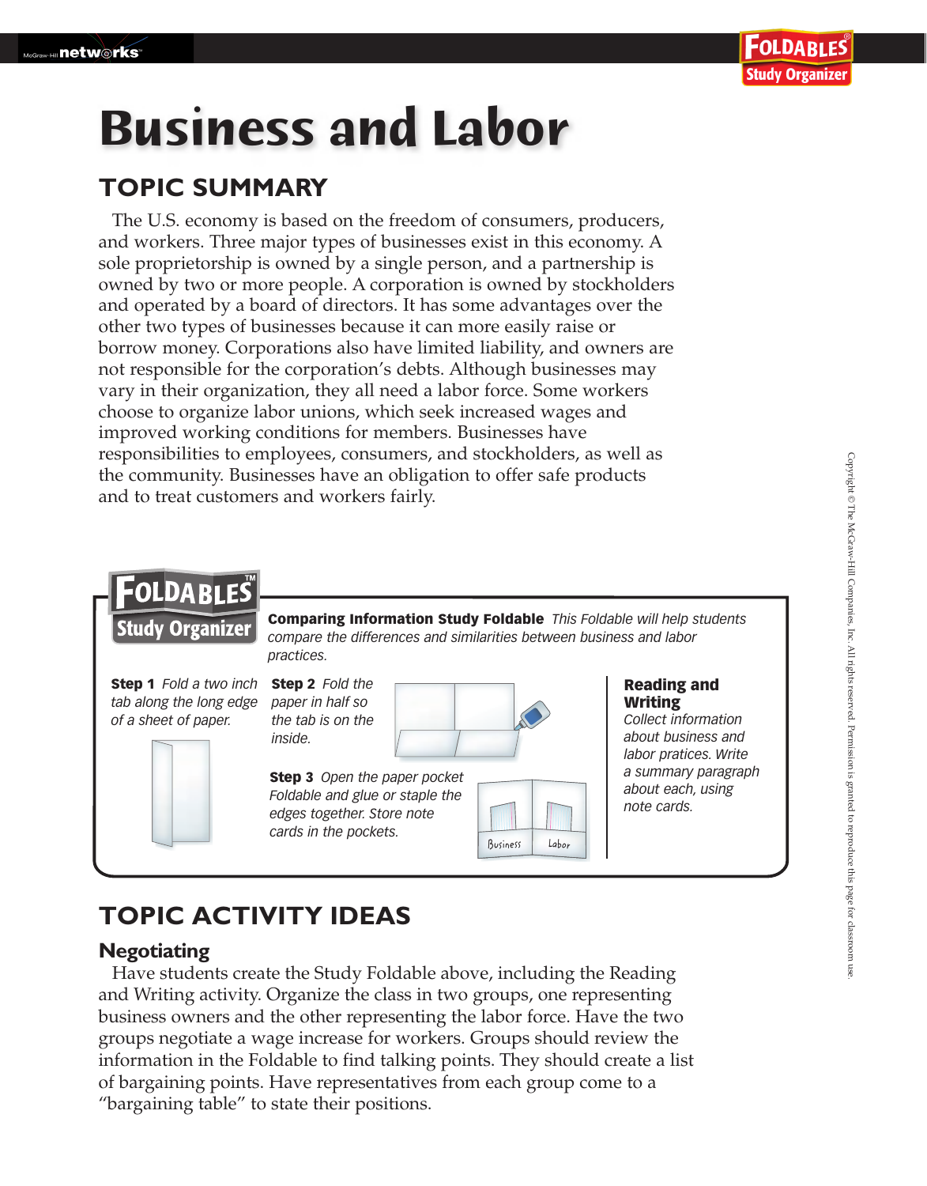# Business and Labor

## TOPIC SUMMARY

The U.S. economy is based on the freedom of consumers, producers, and workers. Three major types of businesses exist in this economy. A sole proprietorship is owned by a single person, and a partnership is owned by two or more people. A corporation is owned by stockholders and operated by a board of directors. It has some advantages over the other two types of businesses because it can more easily raise or borrow money. Corporations also have limited liability, and owners are not responsible for the corporation's debts. Although businesses may vary in their organization, they all need a labor force. Some workers choose to organize labor unions, which seek increased wages and improved working conditions for members. Businesses have responsibilities to employees, consumers, and stockholders, as well as the community. Businesses have an obligation to offer safe products and to treat customers and workers fairly.

**FOLDABLES Study Organizer**

**Comparing Information Study Foldable** *This Foldable will help students compare the differences and similarities between business and labor practices.*

**Step 1** *Fold a two inch tab along the long edge of a sheet of paper.*

**Step 2** *Fold the paper in half so the tab is on the inside.*

**Step 3** *Open the paper pocket Foldable and glue or staple the edges together. Store note cards in the pockets.*

Business | Labor

**Reading and Writing**
*Collect information about business and labor practices. Write a summary paragraph about each, using note cards.*

## TOPIC ACTIVITY IDEAS

### Negotiating

Have students create the Study Foldable above, including the Reading and Writing activity. Organize the class in two groups, one representing business owners and the other representing the labor force. Have the two groups negotiate a wage increase for workers. Groups should review the information in the Foldable to find talking points. They should create a list of bargaining points. Have representatives from each group come to a "bargaining table" to state their positions.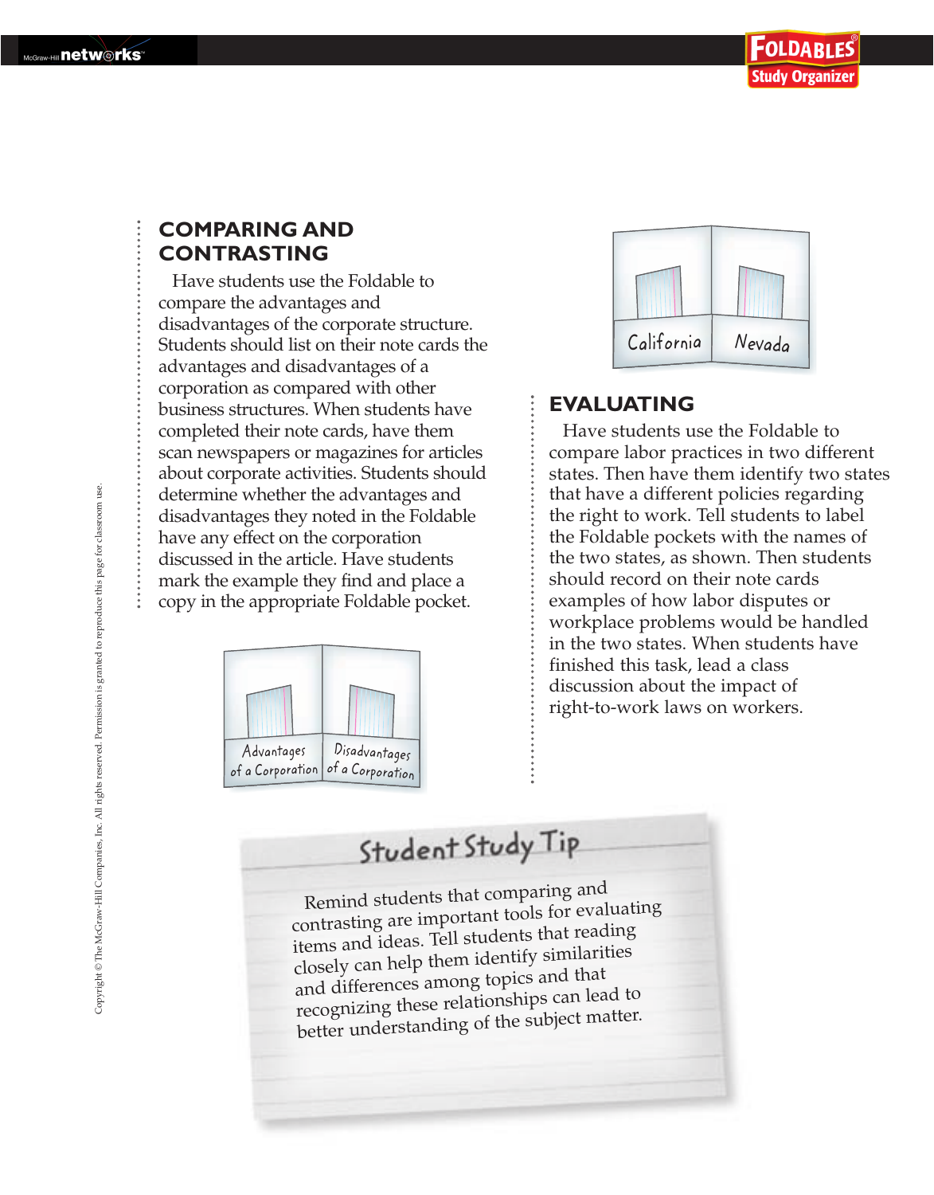## COMPARING AND CONTRASTING

Have students use the Foldable to compare the advantages and disadvantages of the corporate structure. Students should list on their note cards the advantages and disadvantages of a corporation as compared with other business structures. When students have completed their note cards, have them scan newspapers or magazines for articles about corporate activities. Students should determine whether the advantages and disadvantages they noted in the Foldable have any effect on the corporation discussed in the article. Have students mark the example they find and place a copy in the appropriate Foldable pocket.

Advantages of a Corporation

Disadvantages of a Corporation

California

Nevada

## EVALUATING

Have students use the Foldable to compare labor practices in two different states. Then have them identify two states that have a different policies regarding the right to work. Tell students to label the Foldable pockets with the names of the two states, as shown. Then students should record on their note cards examples of how labor disputes or workplace problems would be handled in the two states. When students have finished this task, lead a class discussion about the impact of right-to-work laws on workers.

## Student Study Tip

Remind students that comparing and contrasting are important tools for evaluating items and ideas. Tell students that reading closely can help them identify similarities and differences among topics and that recognizing these relationships can lead to better understanding of the subject matter.